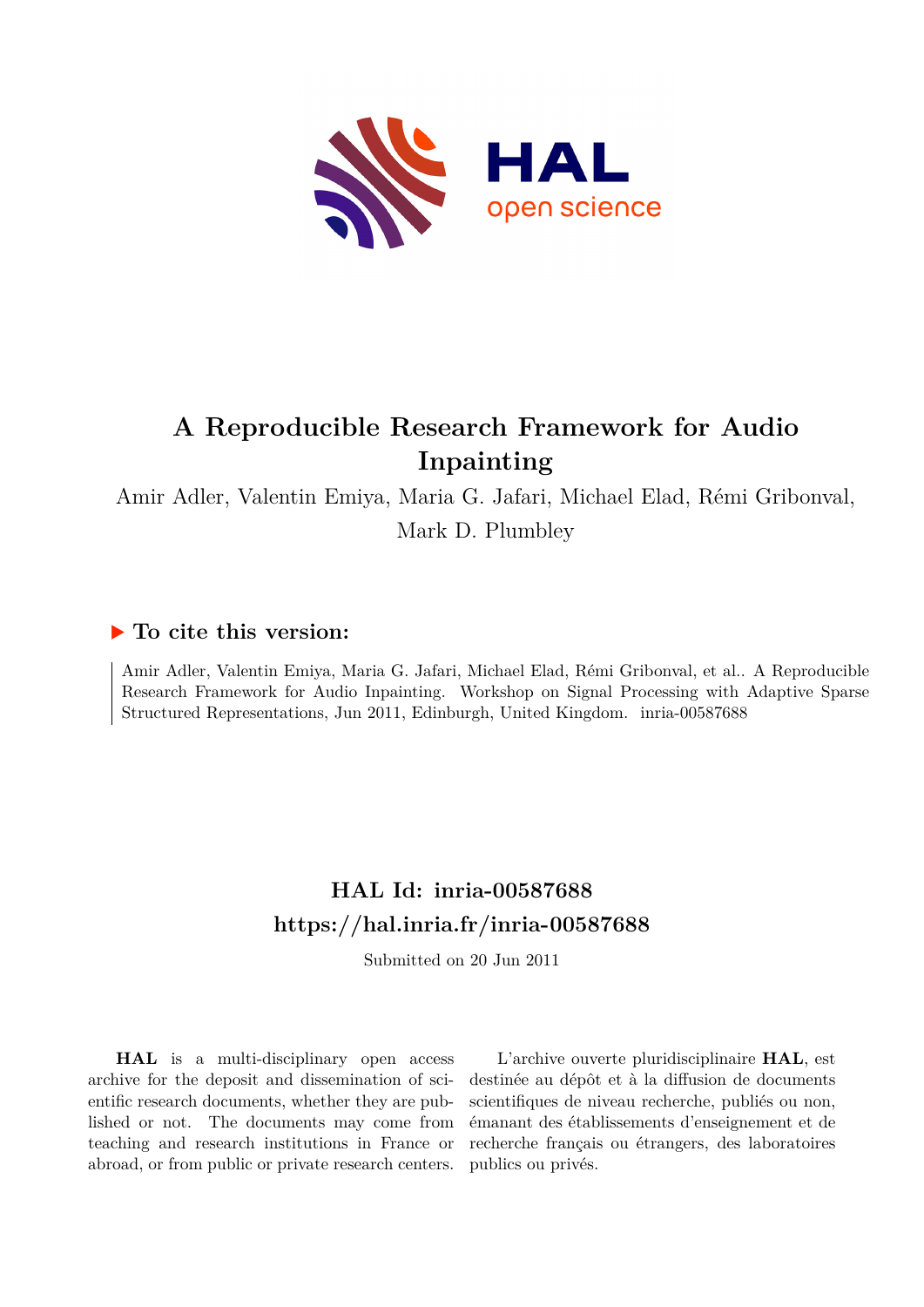# A Reproducible Research Framework for Audio Inpainting

Amir Adler, Valentin Emiya, Maria G. Jafari, Michael Elad, Rémi Gribonval, Mark D. Plumbley

## ▶ To cite this version:

Amir Adler, Valentin Emiya, Maria G. Jafari, Michael Elad, Rémi Gribonval, et al.. A Reproducible Research Framework for Audio Inpainting. Workshop on Signal Processing with Adaptive Sparse Structured Representations, Jun 2011, Edinburgh, United Kingdom. inria-00587688

## HAL Id: inria-00587688
## https://hal.inria.fr/inria-00587688

Submitted on 20 Jun 2011

**HAL** is a multi-disciplinary open access archive for the deposit and dissemination of scientific research documents, whether they are published or not. The documents may come from teaching and research institutions in France or abroad, or from public or private research centers.

L'archive ouverte pluridisciplinaire **HAL**, est destinée au dépôt et à la diffusion de documents scientifiques de niveau recherche, publiés ou non, émanant des établissements d'enseignement et de recherche français ou étrangers, des laboratoires publics ou privés.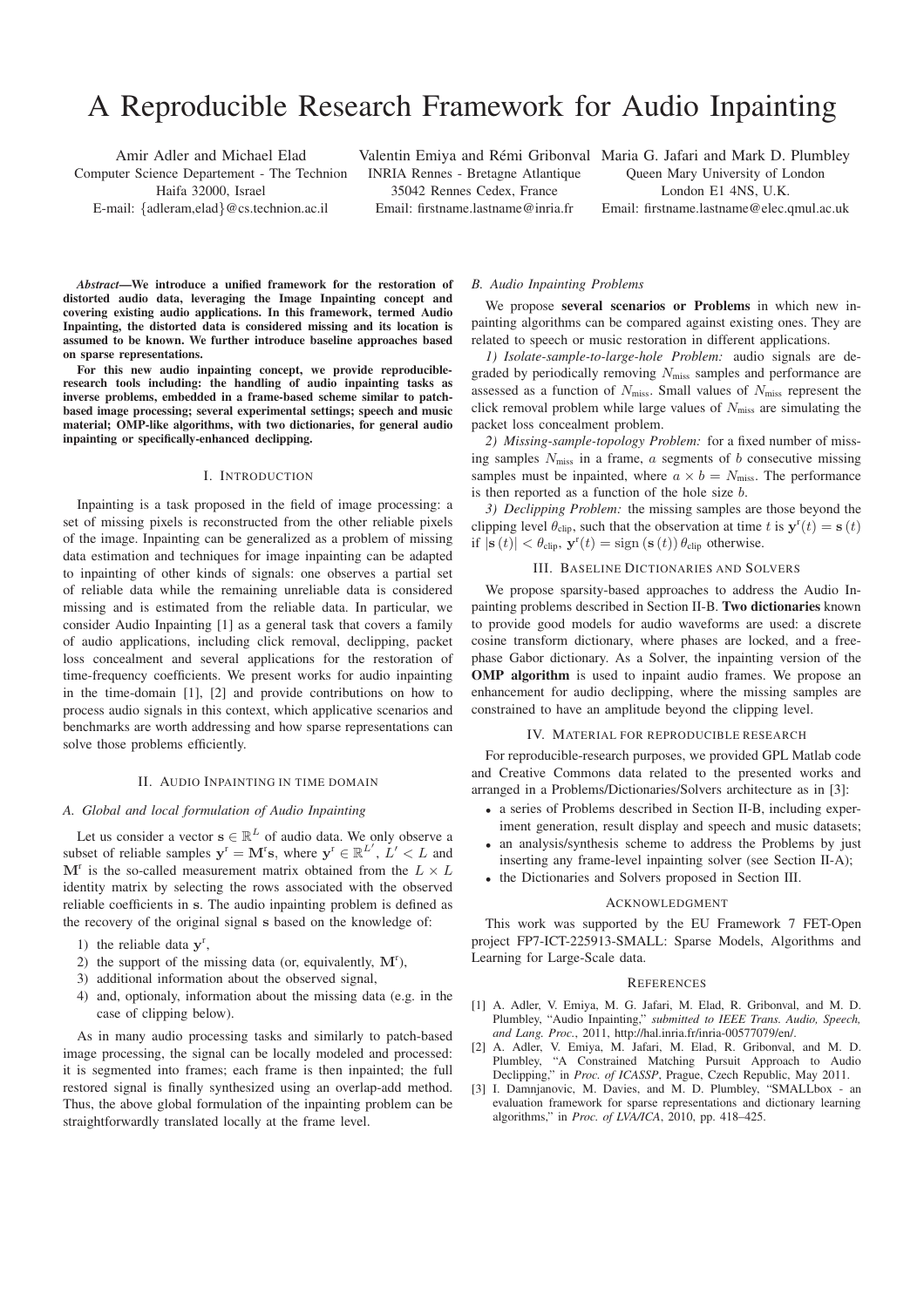# A Reproducible Research Framework for Audio Inpainting

Amir Adler and Michael Elad
Computer Science Departement - The Technion
Haifa 32000, Israel
E-mail: {adleram,elad}@cs.technion.ac.il

Valentin Emiya and Rémi Gribonval
INRIA Rennes - Bretagne Atlantique
35042 Rennes Cedex, France
Email: firstname.lastname@inria.fr

Maria G. Jafari and Mark D. Plumbley
Queen Mary University of London
London E1 4NS, U.K.
Email: firstname.lastname@elec.qmul.ac.uk

***Abstract*—We introduce a unified framework for the restoration of distorted audio data, leveraging the Image Inpainting concept and covering existing audio applications. In this framework, termed Audio Inpainting, the distorted data is considered missing and its location is assumed to be known. We further introduce baseline approaches based on sparse representations.**

**For this new audio inpainting concept, we provide reproducible-research tools including: the handling of audio inpainting tasks as inverse problems, embedded in a frame-based scheme similar to patch-based image processing; several experimental settings; speech and music material; OMP-like algorithms, with two dictionaries, for general audio inpainting or specifically-enhanced declipping.**

## I. Introduction

Inpainting is a task proposed in the field of image processing: a set of missing pixels is reconstructed from the other reliable pixels of the image. Inpainting can be generalized as a problem of missing data estimation and techniques for image inpainting can be adapted to inpainting of other kinds of signals: one observes a partial set of reliable data while the remaining unreliable data is considered missing and is estimated from the reliable data. In particular, we consider Audio Inpainting [1] as a general task that covers a family of audio applications, including click removal, declipping, packet loss concealment and several applications for the restoration of time-frequency coefficients. We present works for audio inpainting in the time-domain [1], [2] and provide contributions on how to process audio signals in this context, which applicative scenarios and benchmarks are worth addressing and how sparse representations can solve those problems efficiently.

## II. Audio Inpainting in time domain

### A. Global and local formulation of Audio Inpainting

Let us consider a vector $\mathbf{s} \in \mathbb{R}^L$ of audio data. We only observe a subset of reliable samples $\mathbf{y}^r = \mathbf{M}^r\mathbf{s}$, where $\mathbf{y}^r \in \mathbb{R}^{L'}$, $L' < L$ and $\mathbf{M}^r$ is the so-called measurement matrix obtained from the $L \times L$ identity matrix by selecting the rows associated with the observed reliable coefficients in $\mathbf{s}$. The audio inpainting problem is defined as the recovery of the original signal $\mathbf{s}$ based on the knowledge of:

1) the reliable data $\mathbf{y}^r$,
2) the support of the missing data (or, equivalently, $\mathbf{M}^r$),
3) additional information about the observed signal,
4) and, optionaly, information about the missing data (e.g. in the case of clipping below).

As in many audio processing tasks and similarly to patch-based image processing, the signal can be locally modeled and processed: it is segmented into frames; each frame is then inpainted; the full restored signal is finally synthesized using an overlap-add method. Thus, the above global formulation of the inpainting problem can be straightforwardly translated locally at the frame level.

### B. Audio Inpainting Problems

We propose **several scenarios or Problems** in which new inpainting algorithms can be compared against existing ones. They are related to speech or music restoration in different applications.

*1) Isolate-sample-to-large-hole Problem:* audio signals are degraded by periodically removing $N_{\text{miss}}$ samples and performance are assessed as a function of $N_{\text{miss}}$. Small values of $N_{\text{miss}}$ represent the click removal problem while large values of $N_{\text{miss}}$ are simulating the packet loss concealment problem.

*2) Missing-sample-topology Problem:* for a fixed number of missing samples $N_{\text{miss}}$ in a frame, $a$ segments of $b$ consecutive missing samples must be inpainted, where $a \times b = N_{\text{miss}}$. The performance is then reported as a function of the hole size $b$.

*3) Declipping Problem:* the missing samples are those beyond the clipping level $\theta_{\text{clip}}$, such that the observation at time $t$ is $\mathbf{y}^r(t) = \mathbf{s}(t)$ if $|\mathbf{s}(t)| < \theta_{\text{clip}}$, $\mathbf{y}^r(t) = \text{sign}(\mathbf{s}(t))\,\theta_{\text{clip}}$ otherwise.

## III. Baseline Dictionaries and Solvers

We propose sparsity-based approaches to address the Audio Inpainting problems described in Section II-B. **Two dictionaries** known to provide good models for audio waveforms are used: a discrete cosine transform dictionary, where phases are locked, and a free-phase Gabor dictionary. As a Solver, the inpainting version of the **OMP algorithm** is used to inpaint audio frames. We propose an enhancement for audio declipping, where the missing samples are constrained to have an amplitude beyond the clipping level.

## IV. Material for reproducible research

For reproducible-research purposes, we provided GPL Matlab code and Creative Commons data related to the presented works and arranged in a Problems/Dictionaries/Solvers architecture as in [3]:

- a series of Problems described in Section II-B, including experiment generation, result display and speech and music datasets;
- an analysis/synthesis scheme to address the Problems by just inserting any frame-level inpainting solver (see Section II-A);
- the Dictionaries and Solvers proposed in Section III.

## Acknowledgment

This work was supported by the EU Framework 7 FET-Open project FP7-ICT-225913-SMALL: Sparse Models, Algorithms and Learning for Large-Scale data.

## References

[1] A. Adler, V. Emiya, M. G. Jafari, M. Elad, R. Gribonval, and M. D. Plumbley, "Audio Inpainting," *submitted to IEEE Trans. Audio, Speech, and Lang. Proc.*, 2011, http://hal.inria.fr/inria-00577079/en/.

[2] A. Adler, V. Emiya, M. Jafari, M. Elad, R. Gribonval, and M. D. Plumbley, "A Constrained Matching Pursuit Approach to Audio Declipping," in *Proc. of ICASSP*, Prague, Czech Republic, May 2011.

[3] I. Damnjanovic, M. Davies, and M. D. Plumbley, "SMALLbox - an evaluation framework for sparse representations and dictionary learning algorithms," in *Proc. of LVA/ICA*, 2010, pp. 418–425.